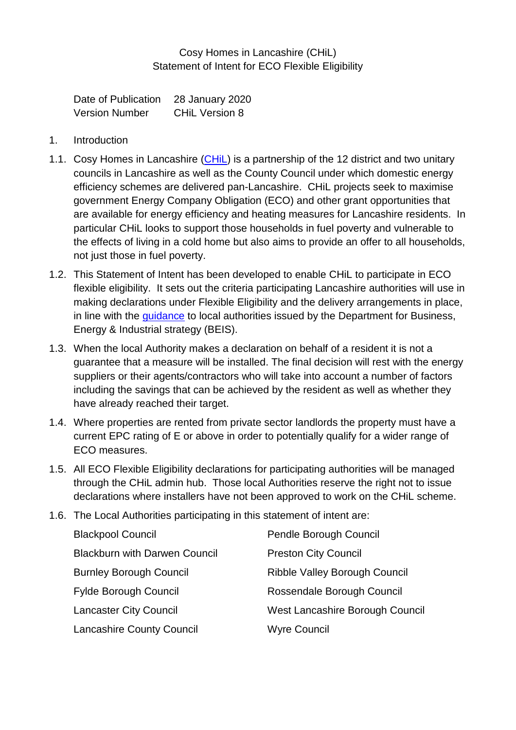Cosy Homes in Lancashire (CHiL)
Statement of Intent for ECO Flexible Eligibility

Date of Publication 28 January 2020
Version Number CHiL Version 8

1. Introduction

1.1. Cosy Homes in Lancashire (CHiL) is a partnership of the 12 district and two unitary councils in Lancashire as well as the County Council under which domestic energy efficiency schemes are delivered pan-Lancashire. CHiL projects seek to maximise government Energy Company Obligation (ECO) and other grant opportunities that are available for energy efficiency and heating measures for Lancashire residents. In particular CHiL looks to support those households in fuel poverty and vulnerable to the effects of living in a cold home but also aims to provide an offer to all households, not just those in fuel poverty.

1.2. This Statement of Intent has been developed to enable CHiL to participate in ECO flexible eligibility. It sets out the criteria participating Lancashire authorities will use in making declarations under Flexible Eligibility and the delivery arrangements in place, in line with the guidance to local authorities issued by the Department for Business, Energy & Industrial strategy (BEIS).

1.3. When the local Authority makes a declaration on behalf of a resident it is not a guarantee that a measure will be installed. The final decision will rest with the energy suppliers or their agents/contractors who will take into account a number of factors including the savings that can be achieved by the resident as well as whether they have already reached their target.

1.4. Where properties are rented from private sector landlords the property must have a current EPC rating of E or above in order to potentially qualify for a wider range of ECO measures.

1.5. All ECO Flexible Eligibility declarations for participating authorities will be managed through the CHiL admin hub. Those local Authorities reserve the right not to issue declarations where installers have not been approved to work on the CHiL scheme.

1.6. The Local Authorities participating in this statement of intent are:

- Blackpool Council
- Blackburn with Darwen Council
- Burnley Borough Council
- Fylde Borough Council
- Lancaster City Council
- Lancashire County Council
- Pendle Borough Council
- Preston City Council
- Ribble Valley Borough Council
- Rossendale Borough Council
- West Lancashire Borough Council
- Wyre Council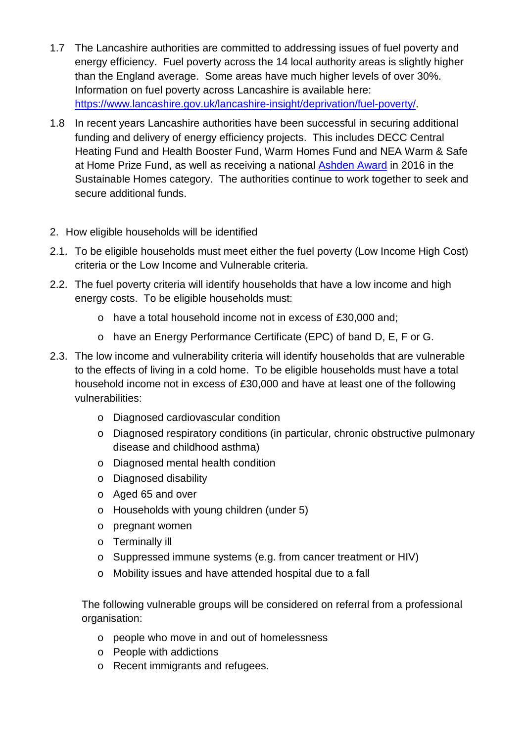1.7 The Lancashire authorities are committed to addressing issues of fuel poverty and energy efficiency. Fuel poverty across the 14 local authority areas is slightly higher than the England average. Some areas have much higher levels of over 30%. Information on fuel poverty across Lancashire is available here: [https://www.lancashire.gov.uk/lancashire-insight/deprivation/fuel-poverty/](https://www.lancashire.gov.uk/lancashire-insight/deprivation/fuel-poverty/).

1.8 In recent years Lancashire authorities have been successful in securing additional funding and delivery of energy efficiency projects. This includes DECC Central Heating Fund and Health Booster Fund, Warm Homes Fund and NEA Warm & Safe at Home Prize Fund, as well as receiving a national Ashden Award in 2016 in the Sustainable Homes category. The authorities continue to work together to seek and secure additional funds.

## 2. How eligible households will be identified

2.1. To be eligible households must meet either the fuel poverty (Low Income High Cost) criteria or the Low Income and Vulnerable criteria.

2.2. The fuel poverty criteria will identify households that have a low income and high energy costs. To be eligible households must:

- have a total household income not in excess of £30,000 and;
- have an Energy Performance Certificate (EPC) of band D, E, F or G.

2.3. The low income and vulnerability criteria will identify households that are vulnerable to the effects of living in a cold home. To be eligible households must have a total household income not in excess of £30,000 and have at least one of the following vulnerabilities:

- Diagnosed cardiovascular condition
- Diagnosed respiratory conditions (in particular, chronic obstructive pulmonary disease and childhood asthma)
- Diagnosed mental health condition
- Diagnosed disability
- Aged 65 and over
- Households with young children (under 5)
- pregnant women
- Terminally ill
- Suppressed immune systems (e.g. from cancer treatment or HIV)
- Mobility issues and have attended hospital due to a fall

The following vulnerable groups will be considered on referral from a professional organisation:

- people who move in and out of homelessness
- People with addictions
- Recent immigrants and refugees.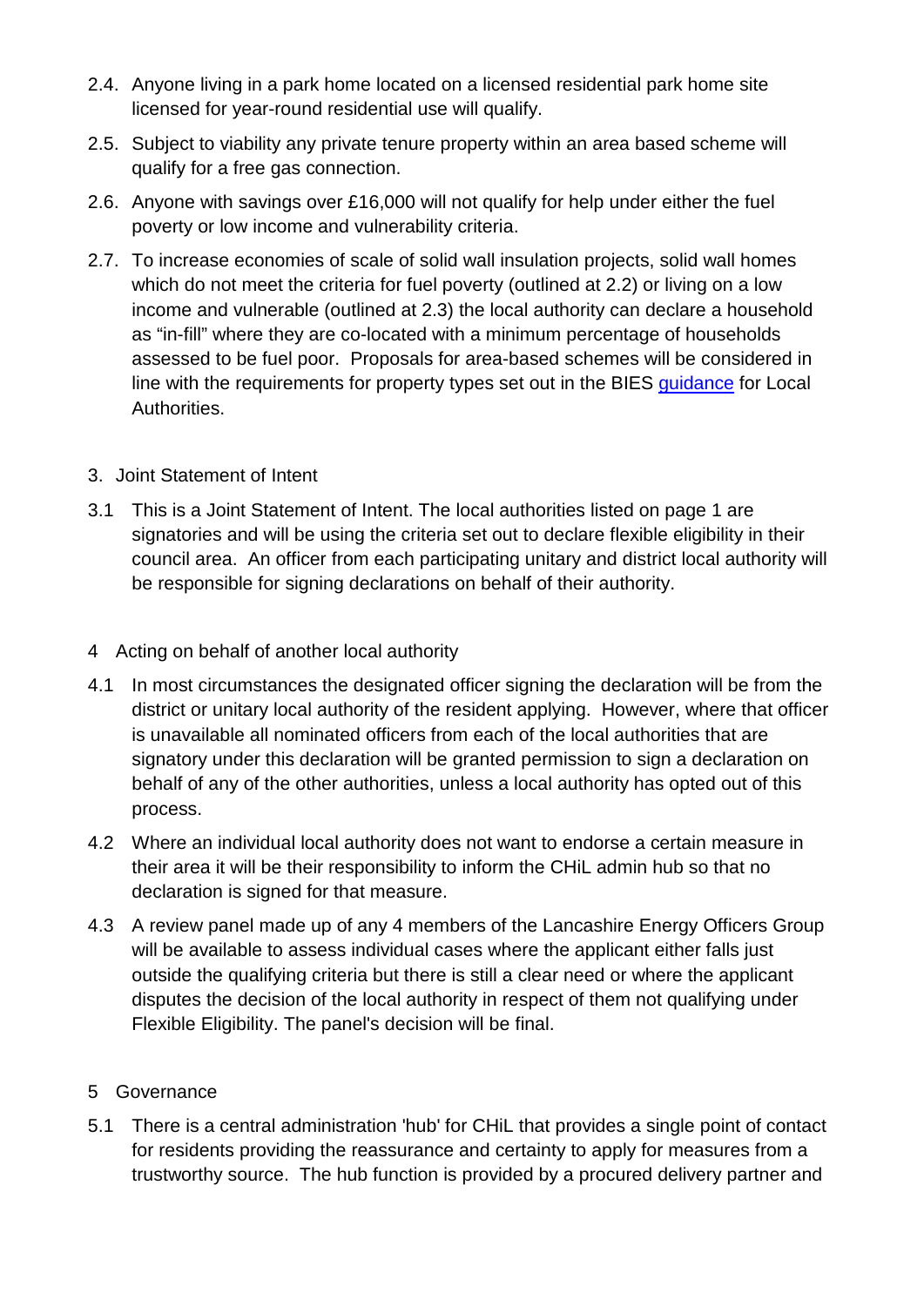2.4. Anyone living in a park home located on a licensed residential park home site licensed for year-round residential use will qualify.

2.5. Subject to viability any private tenure property within an area based scheme will qualify for a free gas connection.

2.6. Anyone with savings over £16,000 will not qualify for help under either the fuel poverty or low income and vulnerability criteria.

2.7. To increase economies of scale of solid wall insulation projects, solid wall homes which do not meet the criteria for fuel poverty (outlined at 2.2) or living on a low income and vulnerable (outlined at 2.3) the local authority can declare a household as "in-fill" where they are co-located with a minimum percentage of households assessed to be fuel poor. Proposals for area-based schemes will be considered in line with the requirements for property types set out in the BIES [guidance] for Local Authorities.

## 3. Joint Statement of Intent

3.1 This is a Joint Statement of Intent. The local authorities listed on page 1 are signatories and will be using the criteria set out to declare flexible eligibility in their council area. An officer from each participating unitary and district local authority will be responsible for signing declarations on behalf of their authority.

## 4 Acting on behalf of another local authority

4.1 In most circumstances the designated officer signing the declaration will be from the district or unitary local authority of the resident applying. However, where that officer is unavailable all nominated officers from each of the local authorities that are signatory under this declaration will be granted permission to sign a declaration on behalf of any of the other authorities, unless a local authority has opted out of this process.

4.2 Where an individual local authority does not want to endorse a certain measure in their area it will be their responsibility to inform the CHiL admin hub so that no declaration is signed for that measure.

4.3 A review panel made up of any 4 members of the Lancashire Energy Officers Group will be available to assess individual cases where the applicant either falls just outside the qualifying criteria but there is still a clear need or where the applicant disputes the decision of the local authority in respect of them not qualifying under Flexible Eligibility. The panel's decision will be final.

## 5 Governance

5.1 There is a central administration 'hub' for CHiL that provides a single point of contact for residents providing the reassurance and certainty to apply for measures from a trustworthy source. The hub function is provided by a procured delivery partner and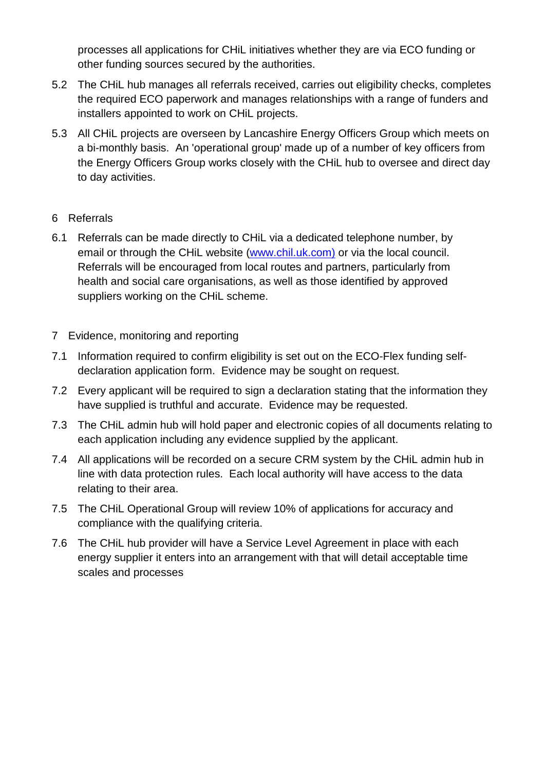processes all applications for CHiL initiatives whether they are via ECO funding or other funding sources secured by the authorities.

5.2 The CHiL hub manages all referrals received, carries out eligibility checks, completes the required ECO paperwork and manages relationships with a range of funders and installers appointed to work on CHiL projects.

5.3 All CHiL projects are overseen by Lancashire Energy Officers Group which meets on a bi-monthly basis. An 'operational group' made up of a number of key officers from the Energy Officers Group works closely with the CHiL hub to oversee and direct day to day activities.

## 6 Referrals

6.1 Referrals can be made directly to CHiL via a dedicated telephone number, by email or through the CHiL website (www.chil.uk.com) or via the local council. Referrals will be encouraged from local routes and partners, particularly from health and social care organisations, as well as those identified by approved suppliers working on the CHiL scheme.

## 7 Evidence, monitoring and reporting

7.1 Information required to confirm eligibility is set out on the ECO-Flex funding self-declaration application form. Evidence may be sought on request.

7.2 Every applicant will be required to sign a declaration stating that the information they have supplied is truthful and accurate. Evidence may be requested.

7.3 The CHiL admin hub will hold paper and electronic copies of all documents relating to each application including any evidence supplied by the applicant.

7.4 All applications will be recorded on a secure CRM system by the CHiL admin hub in line with data protection rules. Each local authority will have access to the data relating to their area.

7.5 The CHiL Operational Group will review 10% of applications for accuracy and compliance with the qualifying criteria.

7.6 The CHiL hub provider will have a Service Level Agreement in place with each energy supplier it enters into an arrangement with that will detail acceptable time scales and processes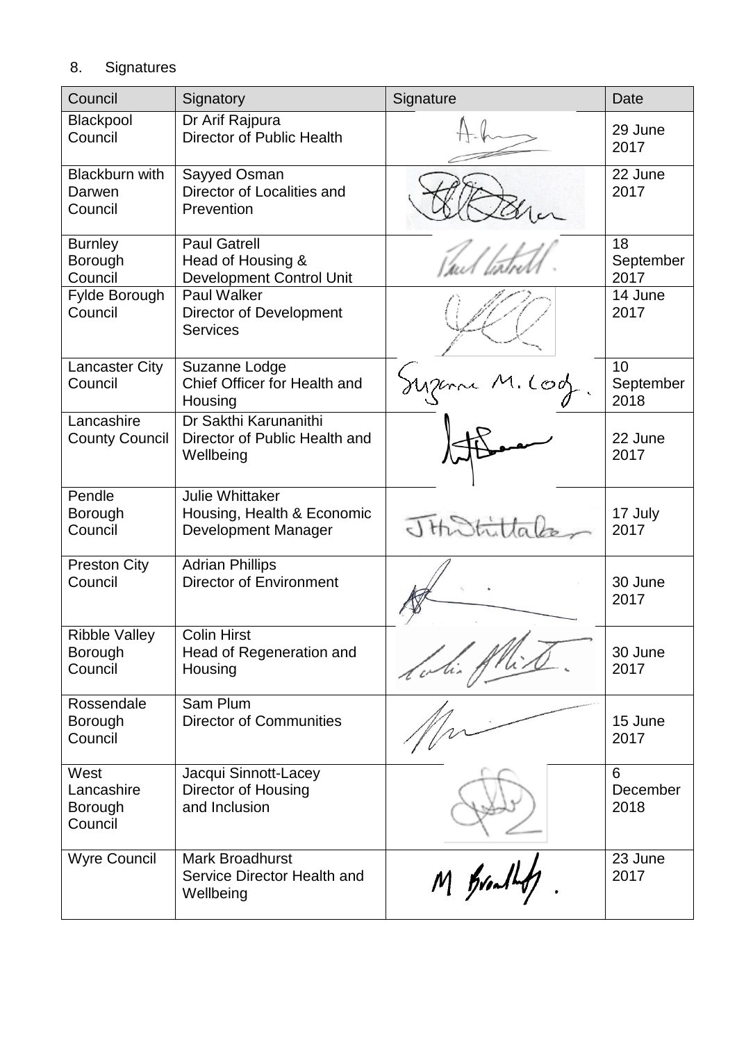## 8. Signatures

| Council | Signatory | Signature | Date |
|---|---|---|---|
| Blackpool Council | Dr Arif Rajpura Director of Public Health | | 29 June 2017 |
| Blackburn with Darwen Council | Sayyed Osman Director of Localities and Prevention | | 22 June 2017 |
| Burnley Borough Council | Paul Gatrell Head of Housing & Development Control Unit | | 18 September 2017 |
| Fylde Borough Council | Paul Walker Director of Development Services | | 14 June 2017 |
| Lancaster City Council | Suzanne Lodge Chief Officer for Health and Housing | | 10 September 2018 |
| Lancashire County Council | Dr Sakthi Karunanithi Director of Public Health and Wellbeing | | 22 June 2017 |
| Pendle Borough Council | Julie Whittaker Housing, Health & Economic Development Manager | | 17 July 2017 |
| Preston City Council | Adrian Phillips Director of Environment | | 30 June 2017 |
| Ribble Valley Borough Council | Colin Hirst Head of Regeneration and Housing | | 30 June 2017 |
| Rossendale Borough Council | Sam Plum Director of Communities | | 15 June 2017 |
| West Lancashire Borough Council | Jacqui Sinnott-Lacey Director of Housing and Inclusion | | 6 December 2018 |
| Wyre Council | Mark Broadhurst Service Director Health and Wellbeing | | 23 June 2017 |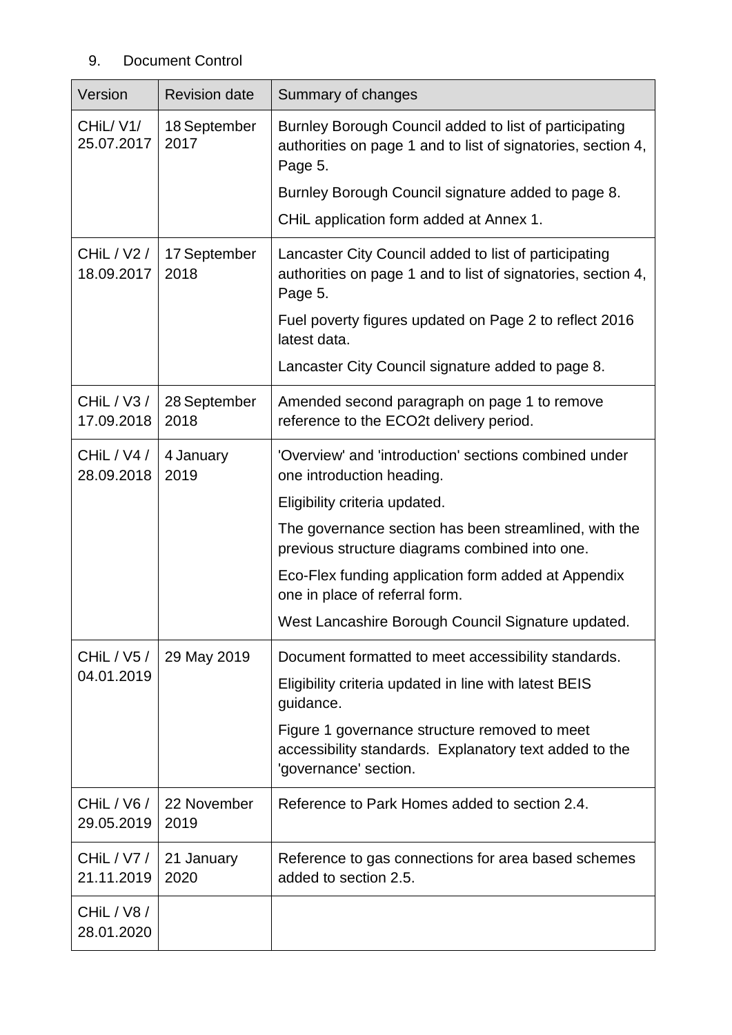9. Document Control

| Version | Revision date | Summary of changes |
|---|---|---|
| CHiL/ V1/ 25.07.2017 | 18 September 2017 | Burnley Borough Council added to list of participating authorities on page 1 and to list of signatories, section 4, Page 5.<br><br>Burnley Borough Council signature added to page 8.<br><br>CHiL application form added at Annex 1. |
| CHiL / V2 / 18.09.2017 | 17 September 2018 | Lancaster City Council added to list of participating authorities on page 1 and to list of signatories, section 4, Page 5.<br><br>Fuel poverty figures updated on Page 2 to reflect 2016 latest data.<br><br>Lancaster City Council signature added to page 8. |
| CHiL / V3 / 17.09.2018 | 28 September 2018 | Amended second paragraph on page 1 to remove reference to the ECO2t delivery period. |
| CHiL / V4 / 28.09.2018 | 4 January 2019 | 'Overview' and 'introduction' sections combined under one introduction heading.<br><br>Eligibility criteria updated.<br><br>The governance section has been streamlined, with the previous structure diagrams combined into one.<br><br>Eco-Flex funding application form added at Appendix one in place of referral form.<br><br>West Lancashire Borough Council Signature updated. |
| CHiL / V5 / 04.01.2019 | 29 May 2019 | Document formatted to meet accessibility standards.<br><br>Eligibility criteria updated in line with latest BEIS guidance.<br><br>Figure 1 governance structure removed to meet accessibility standards. Explanatory text added to the 'governance' section. |
| CHiL / V6 / 29.05.2019 | 22 November 2019 | Reference to Park Homes added to section 2.4. |
| CHiL / V7 / 21.11.2019 | 21 January 2020 | Reference to gas connections for area based schemes added to section 2.5. |
| CHiL / V8 / 28.01.2020 | | |